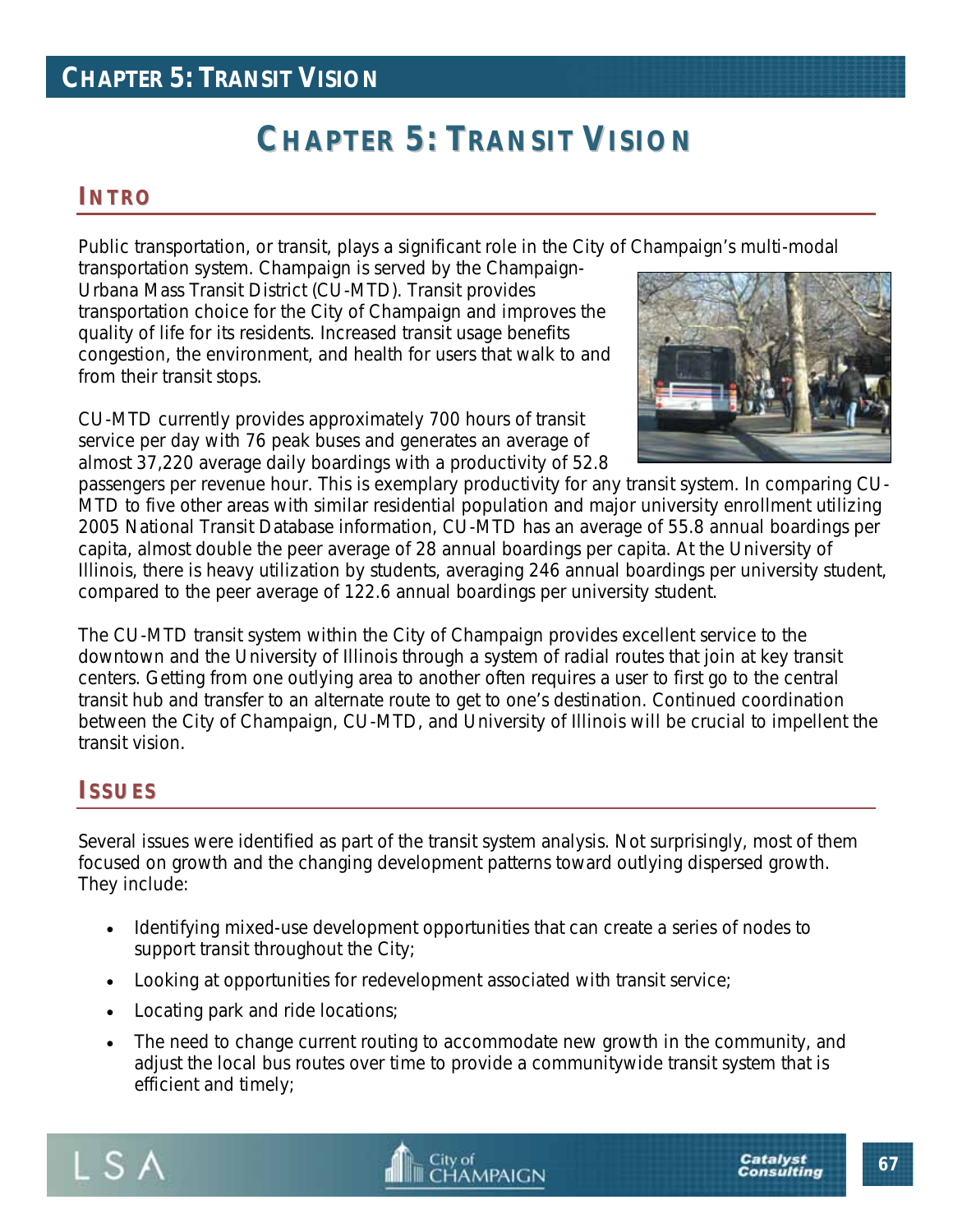# CHAPTER 5: TRANSIT VISION

## INTRO

Public transportation, or transit, plays a significant role in the City of Champaign's multi-modal transportation system. Champaign is served by the Champaign-Urbana Mass Transit District (CU-MTD). Transit provides transportation choice for the City of Champaign and improves the quality of life for its residents. Increased transit usage benefits congestion, the environment, and health for users that walk to and from their transit stops.

CU-MTD currently provides approximately 700 hours of transit service per day with 76 peak buses and generates an average of almost 37,220 average daily boardings with a productivity of 52.8 passengers per revenue hour. This is exemplary productivity for any transit system. In comparing CU-MTD to five other areas with similar residential population and major university enrollment utilizing 2005 National Transit Database information, CU-MTD has an average of 55.8 annual boardings per capita, almost double the peer average of 28 annual boardings per capita. At the University of Illinois, there is heavy utilization by students, averaging 246 annual boardings per university student, compared to the peer average of 122.6 annual boardings per university student.

The CU-MTD transit system within the City of Champaign provides excellent service to the downtown and the University of Illinois through a system of radial routes that join at key transit centers. Getting from one outlying area to another often requires a user to first go to the central transit hub and transfer to an alternate route to get to one's destination. Continued coordination between the City of Champaign, CU-MTD, and University of Illinois will be crucial to impellent the transit vision.

## ISSUES

Several issues were identified as part of the transit system analysis. Not surprisingly, most of them focused on growth and the changing development patterns toward outlying dispersed growth. They include:

- Identifying mixed-use development opportunities that can create a series of nodes to support transit throughout the City;
- Looking at opportunities for redevelopment associated with transit service;
- Locating park and ride locations;
- The need to change current routing to accommodate new growth in the community, and adjust the local bus routes over time to provide a communitywide transit system that is efficient and timely;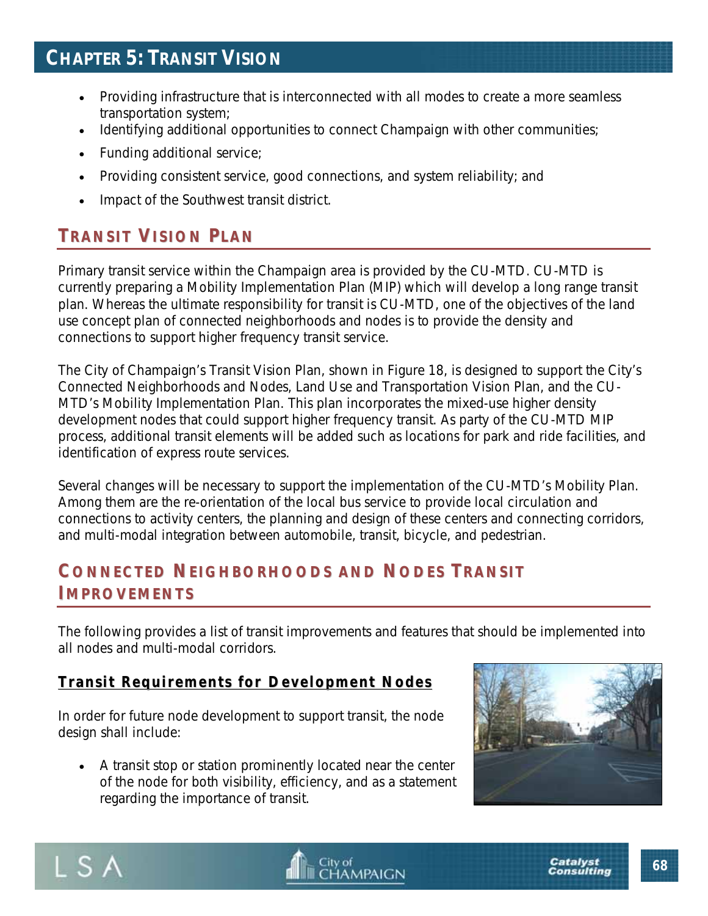- Providing infrastructure that is interconnected with all modes to create a more seamless transportation system;
- Identifying additional opportunities to connect Champaign with other communities;
- Funding additional service;
- Providing consistent service, good connections, and system reliability; and
- Impact of the Southwest transit district.

## TRANSIT VISION PLAN

Primary transit service within the Champaign area is provided by the CU-MTD. CU-MTD is currently preparing a Mobility Implementation Plan (MIP) which will develop a long range transit plan. Whereas the ultimate responsibility for transit is CU-MTD, one of the objectives of the land use concept plan of connected neighborhoods and nodes is to provide the density and connections to support higher frequency transit service.

The City of Champaign's Transit Vision Plan, shown in Figure 18, is designed to support the City's Connected Neighborhoods and Nodes, Land Use and Transportation Vision Plan, and the CU-MTD's Mobility Implementation Plan. This plan incorporates the mixed-use higher density development nodes that could support higher frequency transit. As party of the CU-MTD MIP process, additional transit elements will be added such as locations for park and ride facilities, and identification of express route services.

Several changes will be necessary to support the implementation of the CU-MTD's Mobility Plan. Among them are the re-orientation of the local bus service to provide local circulation and connections to activity centers, the planning and design of these centers and connecting corridors, and multi-modal integration between automobile, transit, bicycle, and pedestrian.

## CONNECTED NEIGHBORHOODS AND NODES TRANSIT IMPROVEMENTS

The following provides a list of transit improvements and features that should be implemented into all nodes and multi-modal corridors.

### Transit Requirements for Development Nodes

In order for future node development to support transit, the node design shall include:

- A transit stop or station prominently located near the center of the node for both visibility, efficiency, and as a statement regarding the importance of transit.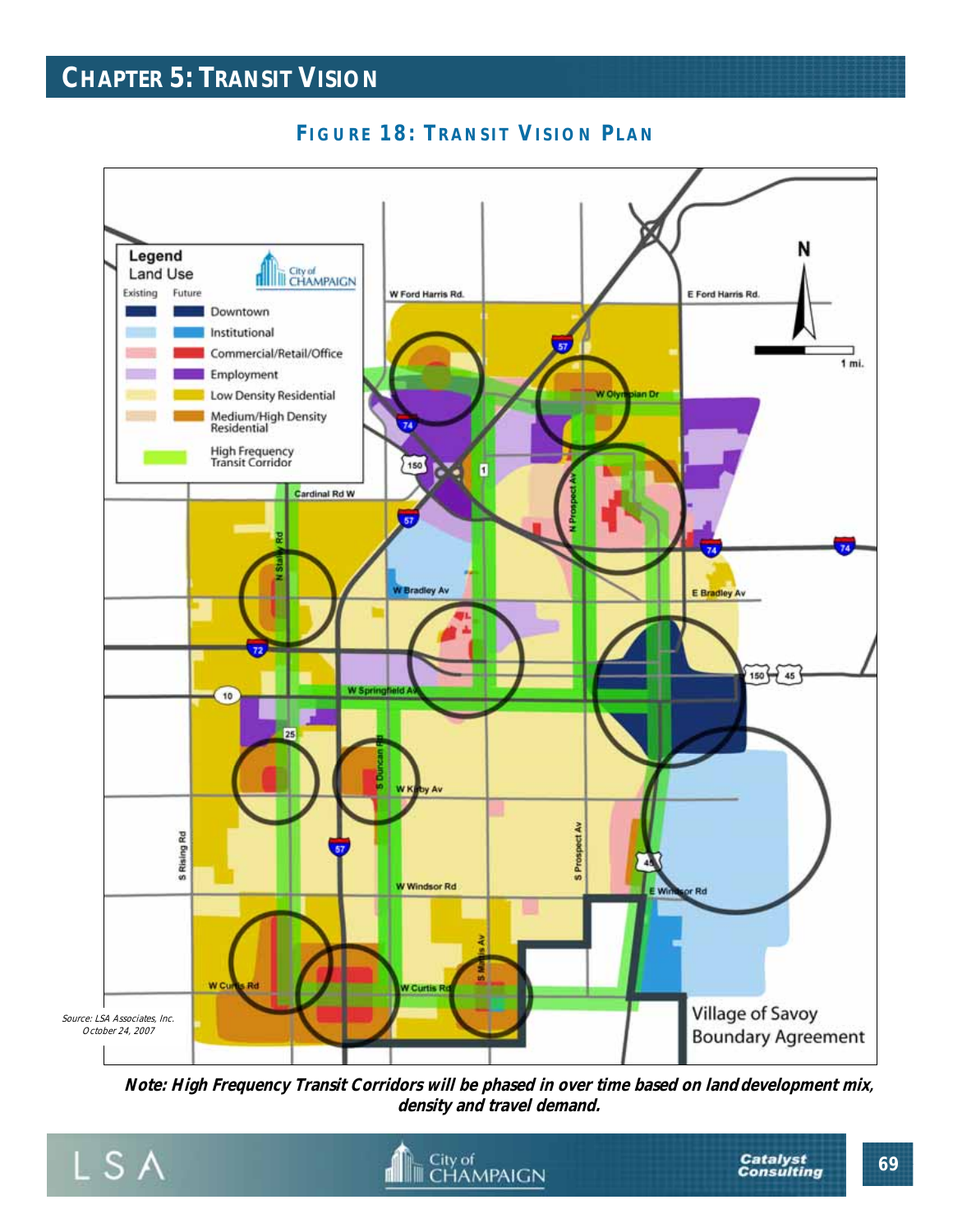## FIGURE 18: TRANSIT VISION PLAN

Source: LSA Associates, Inc.
October 24, 2007

**Note: High Frequency Transit Corridors will be phased in over time based on land development mix, density and travel demand.**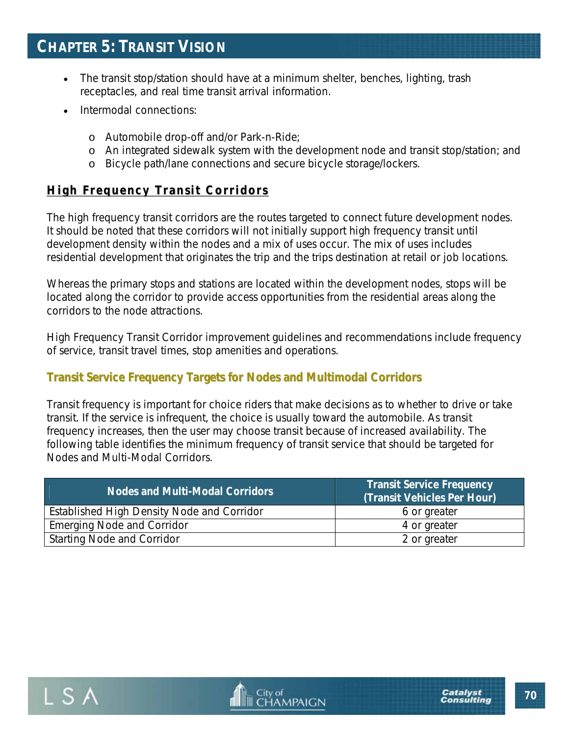- The transit stop/station should have at a minimum shelter, benches, lighting, trash receptacles, and real time transit arrival information.
- Intermodal connections:
  - Automobile drop-off and/or Park-n-Ride;
  - An integrated sidewalk system with the development node and transit stop/station; and
  - Bicycle path/lane connections and secure bicycle storage/lockers.

## High Frequency Transit Corridors

The high frequency transit corridors are the routes targeted to connect future development nodes. It should be noted that these corridors will not initially support high frequency transit until development density within the nodes and a mix of uses occur. The mix of uses includes residential development that originates the trip and the trips destination at retail or job locations.

Whereas the primary stops and stations are located within the development nodes, stops will be located along the corridor to provide access opportunities from the residential areas along the corridors to the node attractions.

High Frequency Transit Corridor improvement guidelines and recommendations include frequency of service, transit travel times, stop amenities and operations.

### Transit Service Frequency Targets for Nodes and Multimodal Corridors

Transit frequency is important for choice riders that make decisions as to whether to drive or take transit. If the service is infrequent, the choice is usually toward the automobile. As transit frequency increases, then the user may choose transit because of increased availability. The following table identifies the minimum frequency of transit service that should be targeted for Nodes and Multi-Modal Corridors.

| Nodes and Multi-Modal Corridors | Transit Service Frequency (Transit Vehicles Per Hour) |
|---|---|
| Established High Density Node and Corridor | 6 or greater |
| Emerging Node and Corridor | 4 or greater |
| Starting Node and Corridor | 2 or greater |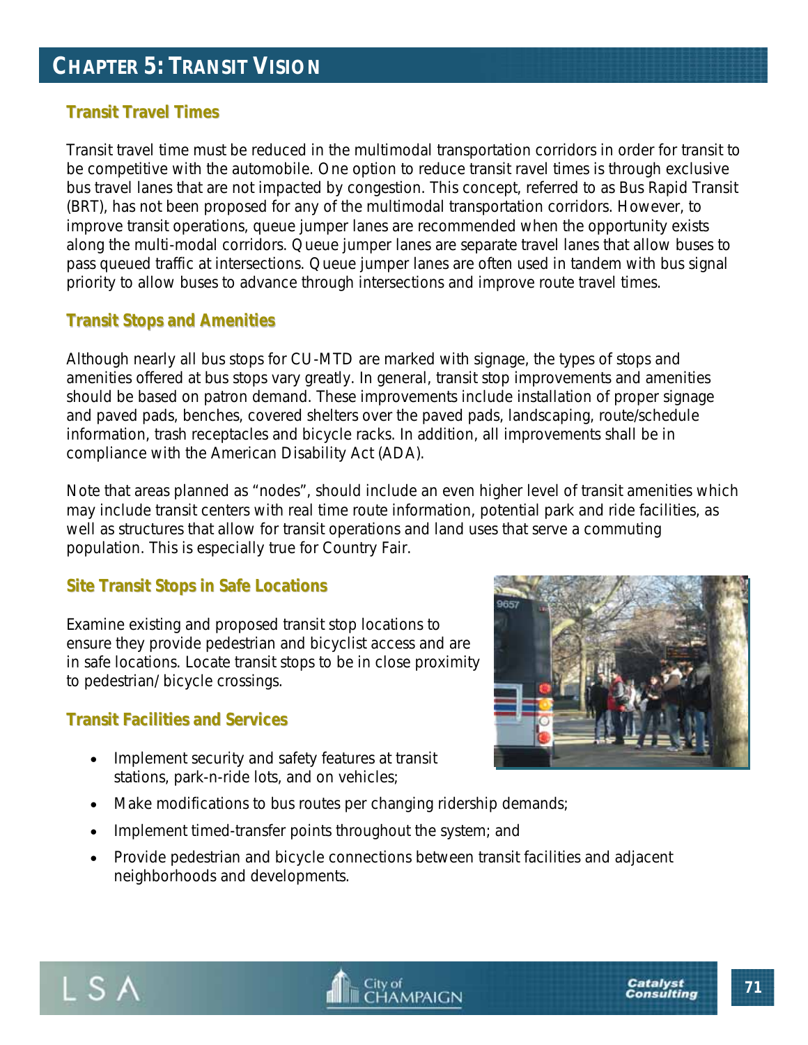# CHAPTER 5: TRANSIT VISION

## Transit Travel Times

Transit travel time must be reduced in the multimodal transportation corridors in order for transit to be competitive with the automobile. One option to reduce transit ravel times is through exclusive bus travel lanes that are not impacted by congestion. This concept, referred to as Bus Rapid Transit (BRT), has not been proposed for any of the multimodal transportation corridors. However, to improve transit operations, queue jumper lanes are recommended when the opportunity exists along the multi-modal corridors. Queue jumper lanes are separate travel lanes that allow buses to pass queued traffic at intersections. Queue jumper lanes are often used in tandem with bus signal priority to allow buses to advance through intersections and improve route travel times.

## Transit Stops and Amenities

Although nearly all bus stops for CU-MTD are marked with signage, the types of stops and amenities offered at bus stops vary greatly. In general, transit stop improvements and amenities should be based on patron demand. These improvements include installation of proper signage and paved pads, benches, covered shelters over the paved pads, landscaping, route/schedule information, trash receptacles and bicycle racks. In addition, all improvements shall be in compliance with the American Disability Act (ADA).

Note that areas planned as "nodes", should include an even higher level of transit amenities which may include transit centers with real time route information, potential park and ride facilities, as well as structures that allow for transit operations and land uses that serve a commuting population. This is especially true for Country Fair.

## Site Transit Stops in Safe Locations

Examine existing and proposed transit stop locations to ensure they provide pedestrian and bicyclist access and are in safe locations. Locate transit stops to be in close proximity to pedestrian/bicycle crossings.

## Transit Facilities and Services

- Implement security and safety features at transit stations, park-n-ride lots, and on vehicles;
- Make modifications to bus routes per changing ridership demands;
- Implement timed-transfer points throughout the system; and
- Provide pedestrian and bicycle connections between transit facilities and adjacent neighborhoods and developments.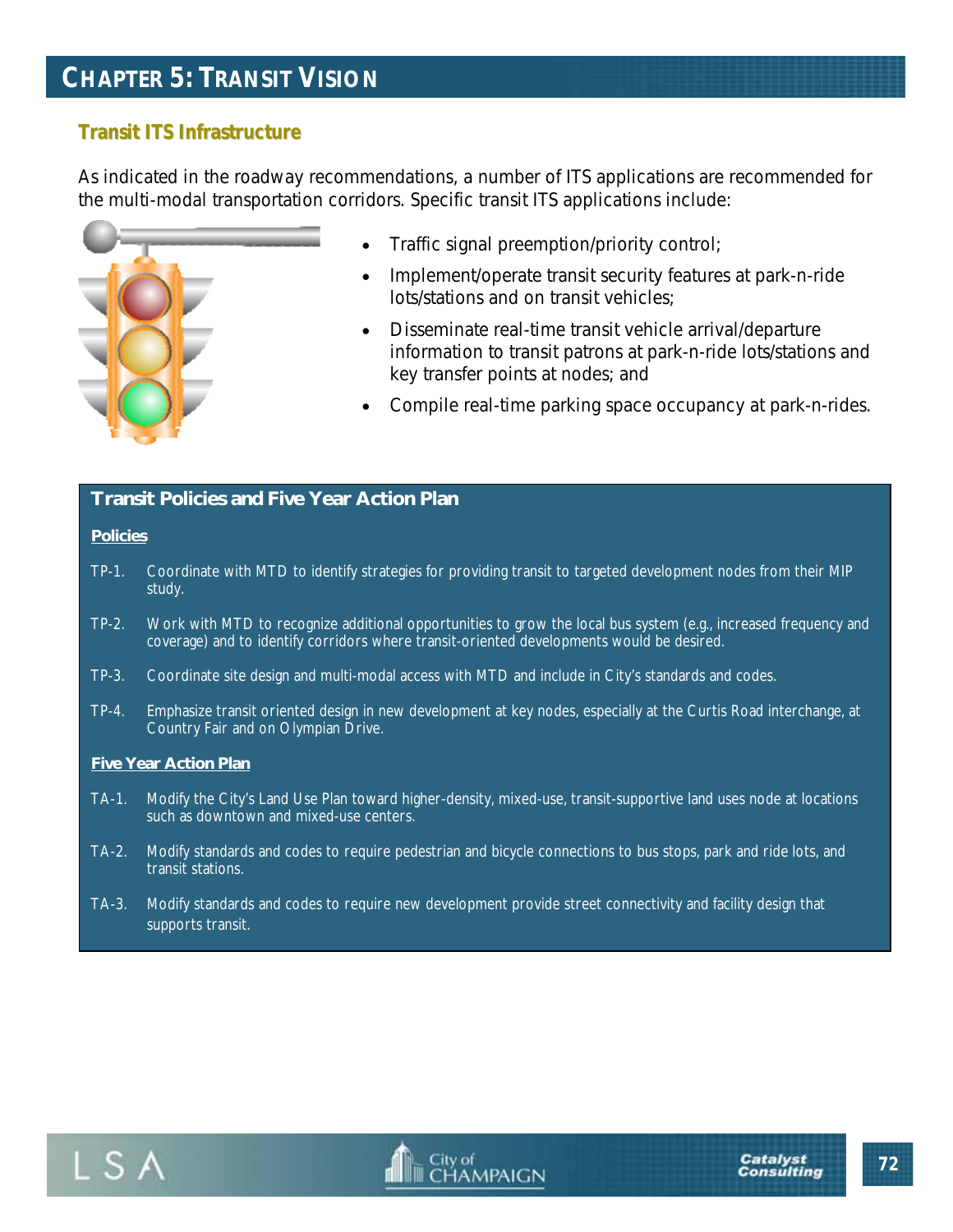# CHAPTER 5: TRANSIT VISION

## Transit ITS Infrastructure

As indicated in the roadway recommendations, a number of ITS applications are recommended for the multi-modal transportation corridors. Specific transit ITS applications include:

- Traffic signal preemption/priority control;
- Implement/operate transit security features at park-n-ride lots/stations and on transit vehicles;
- Disseminate real-time transit vehicle arrival/departure information to transit patrons at park-n-ride lots/stations and key transfer points at nodes; and
- Compile real-time parking space occupancy at park-n-rides.

### Transit Policies and Five Year Action Plan

**Policies**

TP-1. Coordinate with MTD to identify strategies for providing transit to targeted development nodes from their MIP study.

TP-2. Work with MTD to recognize additional opportunities to grow the local bus system (e.g., increased frequency and coverage) and to identify corridors where transit-oriented developments would be desired.

TP-3. Coordinate site design and multi-modal access with MTD and include in City's standards and codes.

TP-4. Emphasize transit oriented design in new development at key nodes, especially at the Curtis Road interchange, at Country Fair and on Olympian Drive.

**Five Year Action Plan**

TA-1. Modify the City's Land Use Plan toward higher-density, mixed-use, transit-supportive land uses node at locations such as downtown and mixed-use centers.

TA-2. Modify standards and codes to require pedestrian and bicycle connections to bus stops, park and ride lots, and transit stations.

TA-3. Modify standards and codes to require new development provide street connectivity and facility design that supports transit.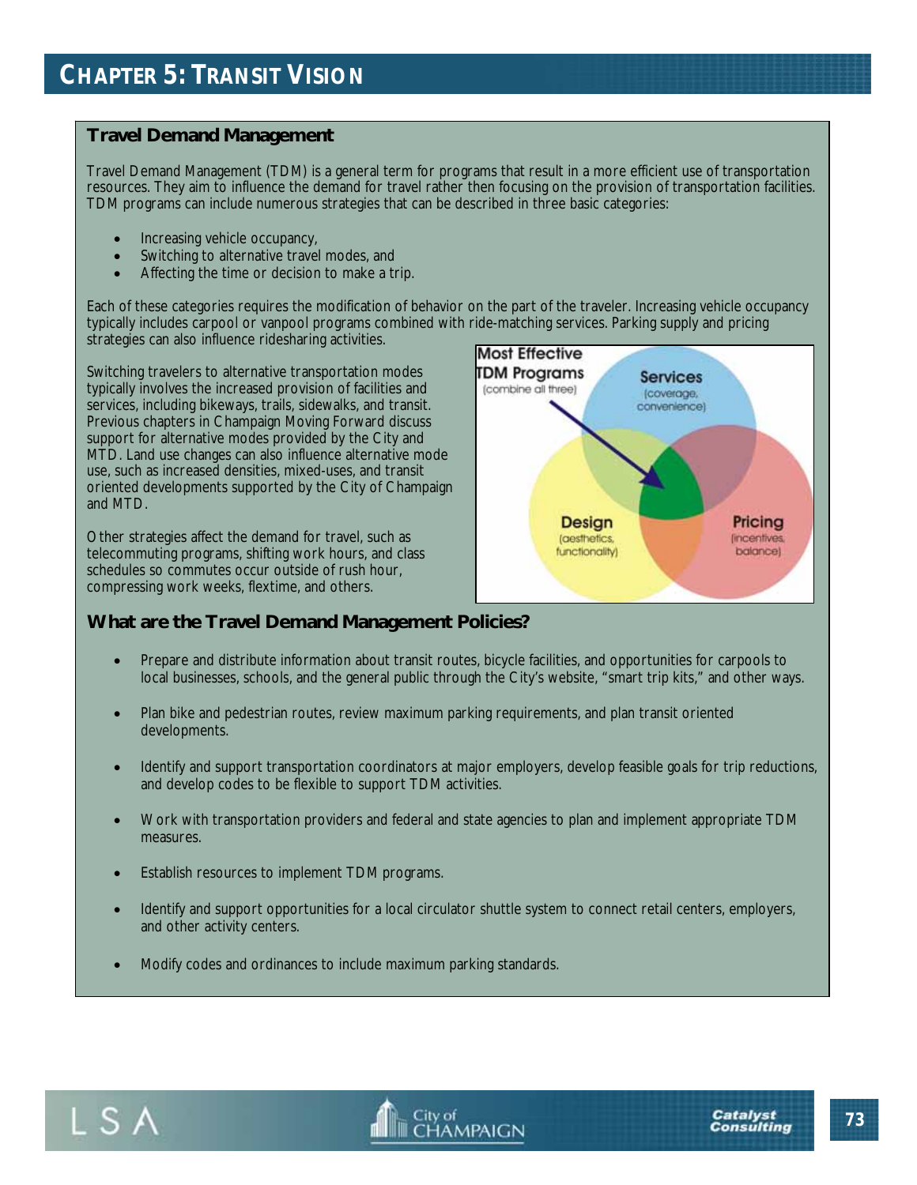# CHAPTER 5: TRANSIT VISION

## Travel Demand Management

Travel Demand Management (TDM) is a general term for programs that result in a more efficient use of transportation resources. They aim to influence the demand for travel rather then focusing on the provision of transportation facilities. TDM programs can include numerous strategies that can be described in three basic categories:

- Increasing vehicle occupancy,
- Switching to alternative travel modes, and
- Affecting the time or decision to make a trip.

Each of these categories requires the modification of behavior on the part of the traveler. Increasing vehicle occupancy typically includes carpool or vanpool programs combined with ride-matching services. Parking supply and pricing strategies can also influence ridesharing activities.

Switching travelers to alternative transportation modes typically involves the increased provision of facilities and services, including bikeways, trails, sidewalks, and transit. Previous chapters in Champaign Moving Forward discuss support for alternative modes provided by the City and MTD. Land use changes can also influence alternative mode use, such as increased densities, mixed-uses, and transit oriented developments supported by the City of Champaign and MTD.

Other strategies affect the demand for travel, such as telecommuting programs, shifting work hours, and class schedules so commutes occur outside of rush hour, compressing work weeks, flextime, and others.

Most Effective TDM Programs (combine all three)

Services (coverage, convenience)

Design (aesthetics, functionality)

Pricing (incentives, balance)

## What are the Travel Demand Management Policies?

- Prepare and distribute information about transit routes, bicycle facilities, and opportunities for carpools to local businesses, schools, and the general public through the City's website, "smart trip kits," and other ways.

- Plan bike and pedestrian routes, review maximum parking requirements, and plan transit oriented developments.

- Identify and support transportation coordinators at major employers, develop feasible goals for trip reductions, and develop codes to be flexible to support TDM activities.

- Work with transportation providers and federal and state agencies to plan and implement appropriate TDM measures.

- Establish resources to implement TDM programs.

- Identify and support opportunities for a local circulator shuttle system to connect retail centers, employers, and other activity centers.

- Modify codes and ordinances to include maximum parking standards.